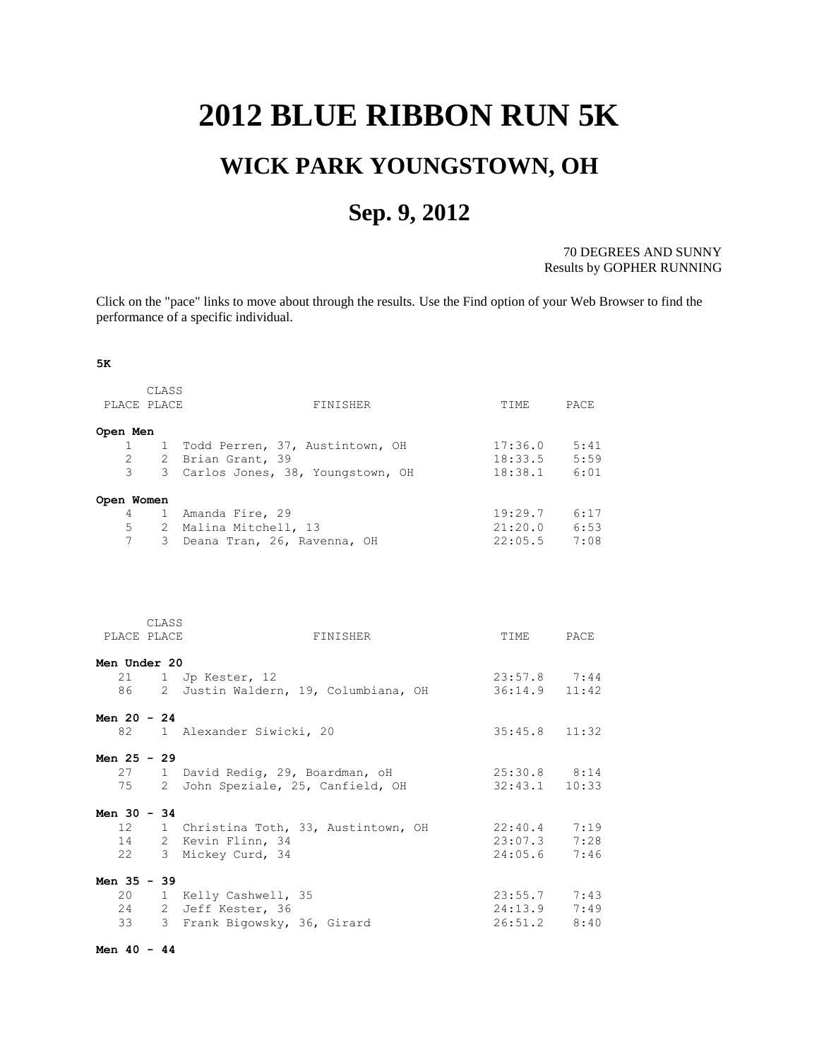# 2012 BLUE RIBBON RUN 5K

## WICK PARK YOUNGSTOWN, OH

## Sep. 9, 2012

70 DEGREES AND SUNNY
Results by GOPHER RUNNING

Click on the "pace" links to move about through the results. Use the Find option of your Web Browser to find the performance of a specific individual.

**5K**

| PLACE | CLASS PLACE | FINISHER | TIME | PACE |
|---|---|---|---|---|
| **Open Men** | | | | |
| 1 | 1 | Todd Perren, 37, Austintown, OH | 17:36.0 | 5:41 |
| 2 | 2 | Brian Grant, 39 | 18:33.5 | 5:59 |
| 3 | 3 | Carlos Jones, 38, Youngstown, OH | 18:38.1 | 6:01 |
| **Open Women** | | | | |
| 4 | 1 | Amanda Fire, 29 | 19:29.7 | 6:17 |
| 5 | 2 | Malina Mitchell, 13 | 21:20.0 | 6:53 |
| 7 | 3 | Deana Tran, 26, Ravenna, OH | 22:05.5 | 7:08 |

| PLACE | CLASS PLACE | FINISHER | TIME | PACE |
|---|---|---|---|---|
| **Men Under 20** | | | | |
| 21 | 1 | Jp Kester, 12 | 23:57.8 | 7:44 |
| 86 | 2 | Justin Waldern, 19, Columbiana, OH | 36:14.9 | 11:42 |
| **Men 20 - 24** | | | | |
| 82 | 1 | Alexander Siwicki, 20 | 35:45.8 | 11:32 |
| **Men 25 - 29** | | | | |
| 27 | 1 | David Redig, 29, Boardman, oH | 25:30.8 | 8:14 |
| 75 | 2 | John Speziale, 25, Canfield, OH | 32:43.1 | 10:33 |
| **Men 30 - 34** | | | | |
| 12 | 1 | Christina Toth, 33, Austintown, OH | 22:40.4 | 7:19 |
| 14 | 2 | Kevin Flinn, 34 | 23:07.3 | 7:28 |
| 22 | 3 | Mickey Curd, 34 | 24:05.6 | 7:46 |
| **Men 35 - 39** | | | | |
| 20 | 1 | Kelly Cashwell, 35 | 23:55.7 | 7:43 |
| 24 | 2 | Jeff Kester, 36 | 24:13.9 | 7:49 |
| 33 | 3 | Frank Bigowsky, 36, Girard | 26:51.2 | 8:40 |
| **Men 40 - 44** | | | | |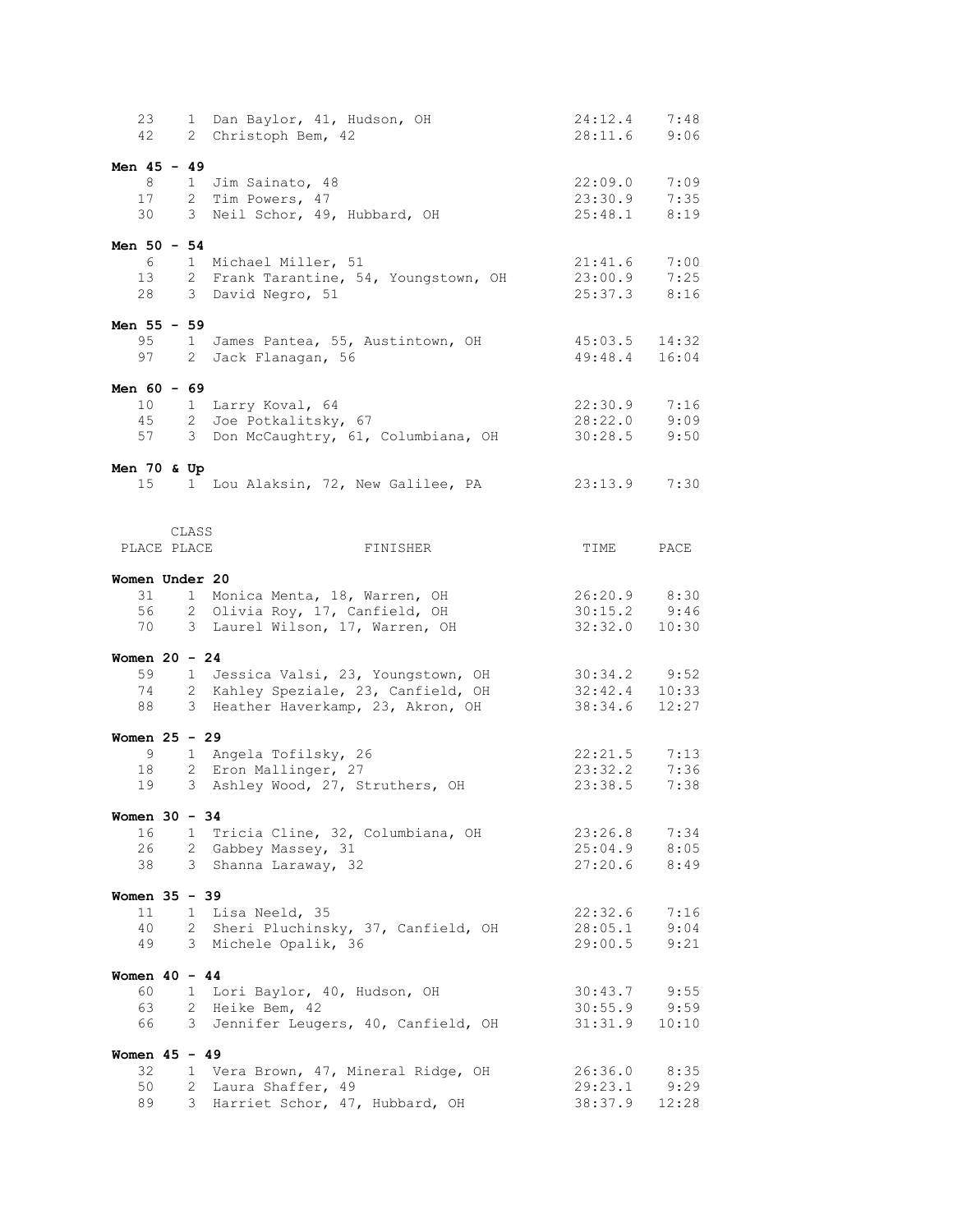| PLACE | CLASS PLACE | FINISHER | TIME | PACE |
|---|---|---|---|---|
| 23 | 1 | Dan Baylor, 41, Hudson, OH | 24:12.4 | 7:48 |
| 42 | 2 | Christoph Bem, 42 | 28:11.6 | 9:06 |
| **Men 45 - 49** | | | | |
| 8 | 1 | Jim Sainato, 48 | 22:09.0 | 7:09 |
| 17 | 2 | Tim Powers, 47 | 23:30.9 | 7:35 |
| 30 | 3 | Neil Schor, 49, Hubbard, OH | 25:48.1 | 8:19 |
| **Men 50 - 54** | | | | |
| 6 | 1 | Michael Miller, 51 | 21:41.6 | 7:00 |
| 13 | 2 | Frank Tarantine, 54, Youngstown, OH | 23:00.9 | 7:25 |
| 28 | 3 | David Negro, 51 | 25:37.3 | 8:16 |
| **Men 55 - 59** | | | | |
| 95 | 1 | James Pantea, 55, Austintown, OH | 45:03.5 | 14:32 |
| 97 | 2 | Jack Flanagan, 56 | 49:48.4 | 16:04 |
| **Men 60 - 69** | | | | |
| 10 | 1 | Larry Koval, 64 | 22:30.9 | 7:16 |
| 45 | 2 | Joe Potkalitsky, 67 | 28:22.0 | 9:09 |
| 57 | 3 | Don McCaughtry, 61, Columbiana, OH | 30:28.5 | 9:50 |
| **Men 70 & Up** | | | | |
| 15 | 1 | Lou Alaksin, 72, New Galilee, PA | 23:13.9 | 7:30 |

| PLACE | CLASS PLACE | FINISHER | TIME | PACE |
|---|---|---|---|---|
| **Women Under 20** | | | | |
| 31 | 1 | Monica Menta, 18, Warren, OH | 26:20.9 | 8:30 |
| 56 | 2 | Olivia Roy, 17, Canfield, OH | 30:15.2 | 9:46 |
| 70 | 3 | Laurel Wilson, 17, Warren, OH | 32:32.0 | 10:30 |
| **Women 20 - 24** | | | | |
| 59 | 1 | Jessica Valsi, 23, Youngstown, OH | 30:34.2 | 9:52 |
| 74 | 2 | Kahley Speziale, 23, Canfield, OH | 32:42.4 | 10:33 |
| 88 | 3 | Heather Haverkamp, 23, Akron, OH | 38:34.6 | 12:27 |
| **Women 25 - 29** | | | | |
| 9 | 1 | Angela Tofilsky, 26 | 22:21.5 | 7:13 |
| 18 | 2 | Eron Mallinger, 27 | 23:32.2 | 7:36 |
| 19 | 3 | Ashley Wood, 27, Struthers, OH | 23:38.5 | 7:38 |
| **Women 30 - 34** | | | | |
| 16 | 1 | Tricia Cline, 32, Columbiana, OH | 23:26.8 | 7:34 |
| 26 | 2 | Gabbey Massey, 31 | 25:04.9 | 8:05 |
| 38 | 3 | Shanna Laraway, 32 | 27:20.6 | 8:49 |
| **Women 35 - 39** | | | | |
| 11 | 1 | Lisa Neeld, 35 | 22:32.6 | 7:16 |
| 40 | 2 | Sheri Pluchinsky, 37, Canfield, OH | 28:05.1 | 9:04 |
| 49 | 3 | Michele Opalik, 36 | 29:00.5 | 9:21 |
| **Women 40 - 44** | | | | |
| 60 | 1 | Lori Baylor, 40, Hudson, OH | 30:43.7 | 9:55 |
| 63 | 2 | Heike Bem, 42 | 30:55.9 | 9:59 |
| 66 | 3 | Jennifer Leugers, 40, Canfield, OH | 31:31.9 | 10:10 |
| **Women 45 - 49** | | | | |
| 32 | 1 | Vera Brown, 47, Mineral Ridge, OH | 26:36.0 | 8:35 |
| 50 | 2 | Laura Shaffer, 49 | 29:23.1 | 9:29 |
| 89 | 3 | Harriet Schor, 47, Hubbard, OH | 38:37.9 | 12:28 |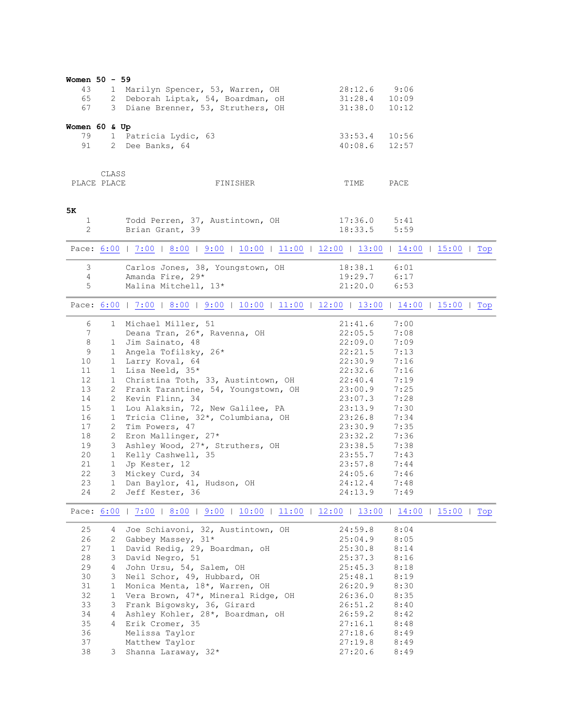**Women 50 - 59**

| | | | | |
|---|---|---|---|---|
| 43 | 1 | Marilyn Spencer, 53, Warren, OH | 28:12.6 | 9:06 |
| 65 | 2 | Deborah Liptak, 54, Boardman, oH | 31:28.4 | 10:09 |
| 67 | 3 | Diane Brenner, 53, Struthers, OH | 31:38.0 | 10:12 |

**Women 60 & Up**

| | | | | |
|---|---|---|---|---|
| 79 | 1 | Patricia Lydic, 63 | 33:53.4 | 10:56 |
| 91 | 2 | Dee Banks, 64 | 40:08.6 | 12:57 |

| PLACE | CLASS PLACE | FINISHER | TIME | PACE |
|---|---|---|---|---|

**5K**

| | | | | |
|---|---|---|---|---|
| 1 | | Todd Perren, 37, Austintown, OH | 17:36.0 | 5:41 |
| 2 | | Brian Grant, 39 | 18:33.5 | 5:59 |

Pace: 6:00 | 7:00 | 8:00 | 9:00 | 10:00 | 11:00 | 12:00 | 13:00 | 14:00 | 15:00 | Top

| | | | | |
|---|---|---|---|---|
| 3 | | Carlos Jones, 38, Youngstown, OH | 18:38.1 | 6:01 |
| 4 | | Amanda Fire, 29* | 19:29.7 | 6:17 |
| 5 | | Malina Mitchell, 13* | 21:20.0 | 6:53 |

Pace: 6:00 | 7:00 | 8:00 | 9:00 | 10:00 | 11:00 | 12:00 | 13:00 | 14:00 | 15:00 | Top

| | | | | |
|---|---|---|---|---|
| 6 | 1 | Michael Miller, 51 | 21:41.6 | 7:00 |
| 7 | | Deana Tran, 26*, Ravenna, OH | 22:05.5 | 7:08 |
| 8 | 1 | Jim Sainato, 48 | 22:09.0 | 7:09 |
| 9 | 1 | Angela Tofilsky, 26* | 22:21.5 | 7:13 |
| 10 | 1 | Larry Koval, 64 | 22:30.9 | 7:16 |
| 11 | 1 | Lisa Neeld, 35* | 22:32.6 | 7:16 |
| 12 | 1 | Christina Toth, 33, Austintown, OH | 22:40.4 | 7:19 |
| 13 | 2 | Frank Tarantine, 54, Youngstown, OH | 23:00.9 | 7:25 |
| 14 | 2 | Kevin Flinn, 34 | 23:07.3 | 7:28 |
| 15 | 1 | Lou Alaksin, 72, New Galilee, PA | 23:13.9 | 7:30 |
| 16 | 1 | Tricia Cline, 32*, Columbiana, OH | 23:26.8 | 7:34 |
| 17 | 2 | Tim Powers, 47 | 23:30.9 | 7:35 |
| 18 | 2 | Eron Mallinger, 27* | 23:32.2 | 7:36 |
| 19 | 3 | Ashley Wood, 27*, Struthers, OH | 23:38.5 | 7:38 |
| 20 | 1 | Kelly Cashwell, 35 | 23:55.7 | 7:43 |
| 21 | 1 | Jp Kester, 12 | 23:57.8 | 7:44 |
| 22 | 3 | Mickey Curd, 34 | 24:05.6 | 7:46 |
| 23 | 1 | Dan Baylor, 41, Hudson, OH | 24:12.4 | 7:48 |
| 24 | 2 | Jeff Kester, 36 | 24:13.9 | 7:49 |

Pace: 6:00 | 7:00 | 8:00 | 9:00 | 10:00 | 11:00 | 12:00 | 13:00 | 14:00 | 15:00 | Top

| | | | | |
|---|---|---|---|---|
| 25 | 4 | Joe Schiavoni, 32, Austintown, OH | 24:59.8 | 8:04 |
| 26 | 2 | Gabbey Massey, 31* | 25:04.9 | 8:05 |
| 27 | 1 | David Redig, 29, Boardman, oH | 25:30.8 | 8:14 |
| 28 | 3 | David Negro, 51 | 25:37.3 | 8:16 |
| 29 | 4 | John Ursu, 54, Salem, OH | 25:45.3 | 8:18 |
| 30 | 3 | Neil Schor, 49, Hubbard, OH | 25:48.1 | 8:19 |
| 31 | 1 | Monica Menta, 18*, Warren, OH | 26:20.9 | 8:30 |
| 32 | 1 | Vera Brown, 47*, Mineral Ridge, OH | 26:36.0 | 8:35 |
| 33 | 3 | Frank Bigowsky, 36, Girard | 26:51.2 | 8:40 |
| 34 | 4 | Ashley Kohler, 28*, Boardman, oH | 26:59.2 | 8:42 |
| 35 | 4 | Erik Cromer, 35 | 27:16.1 | 8:48 |
| 36 | | Melissa Taylor | 27:18.6 | 8:49 |
| 37 | | Matthew Taylor | 27:19.8 | 8:49 |
| 38 | 3 | Shanna Laraway, 32* | 27:20.6 | 8:49 |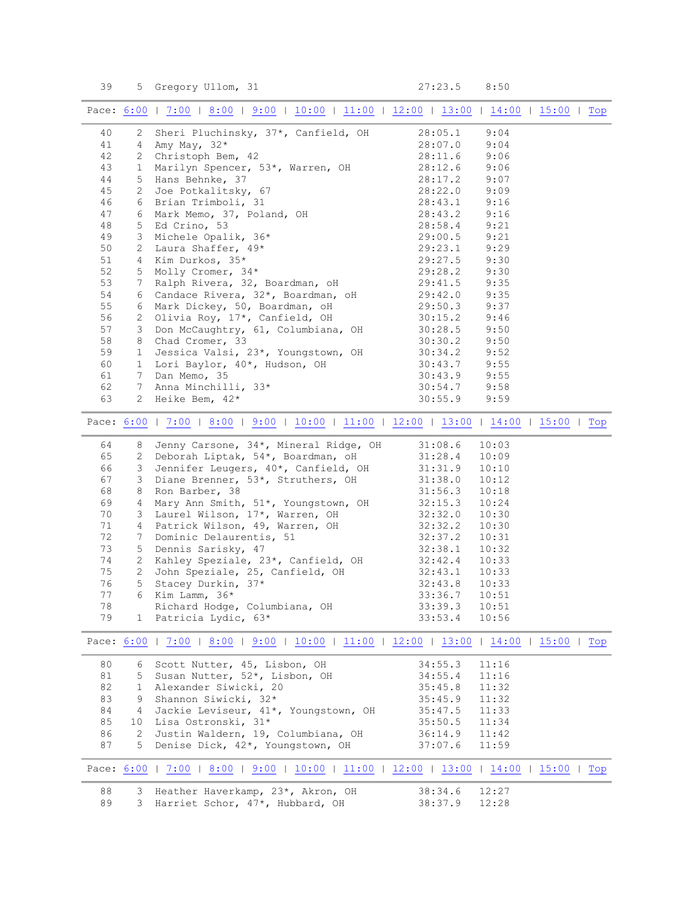```
 39    5  Gregory Ullom, 31                          27:23.5    8:50
```

Pace: 6:00 | 7:00 | 8:00 | 9:00 | 10:00 | 11:00 | 12:00 | 13:00 | 14:00 | 15:00 | Top

```
 40    2  Sheri Pluchinsky, 37*, Canfield, OH        28:05.1    9:04
 41    4  Amy May, 32*                               28:07.0    9:04
 42    2  Christoph Bem, 42                          28:11.6    9:06
 43    1  Marilyn Spencer, 53*, Warren, OH           28:12.6    9:06
 44    5  Hans Behnke, 37                            28:17.2    9:07
 45    2  Joe Potkalitsky, 67                        28:22.0    9:09
 46    6  Brian Trimboli, 31                         28:43.1    9:16
 47    6  Mark Memo, 37, Poland, OH                  28:43.2    9:16
 48    5  Ed Crino, 53                               28:58.4    9:21
 49    3  Michele Opalik, 36*                        29:00.5    9:21
 50    2  Laura Shaffer, 49*                         29:23.1    9:29
 51    4  Kim Durkos, 35*                            29:27.5    9:30
 52    5  Molly Cromer, 34*                          29:28.2    9:30
 53    7  Ralph Rivera, 32, Boardman, oH             29:41.5    9:35
 54    6  Candace Rivera, 32*, Boardman, oH          29:42.0    9:35
 55    6  Mark Dickey, 50, Boardman, oH              29:50.3    9:37
 56    2  Olivia Roy, 17*, Canfield, OH              30:15.2    9:46
 57    3  Don McCaughtry, 61, Columbiana, OH         30:28.5    9:50
 58    8  Chad Cromer, 33                            30:30.2    9:50
 59    1  Jessica Valsi, 23*, Youngstown, OH         30:34.2    9:52
 60    1  Lori Baylor, 40*, Hudson, OH               30:43.7    9:55
 61    7  Dan Memo, 35                               30:43.9    9:55
 62    7  Anna Minchilli, 33*                        30:54.7    9:58
 63    2  Heike Bem, 42*                             30:55.9    9:59
```

Pace: 6:00 | 7:00 | 8:00 | 9:00 | 10:00 | 11:00 | 12:00 | 13:00 | 14:00 | 15:00 | Top

```
 64    8  Jenny Carsone, 34*, Mineral Ridge, OH     31:08.6   10:03
 65    2  Deborah Liptak, 54*, Boardman, oH          31:28.4   10:09
 66    3  Jennifer Leugers, 40*, Canfield, OH        31:31.9   10:10
 67    3  Diane Brenner, 53*, Struthers, OH          31:38.0   10:12
 68    8  Ron Barber, 38                             31:56.3   10:18
 69    4  Mary Ann Smith, 51*, Youngstown, OH        32:15.3   10:24
 70    3  Laurel Wilson, 17*, Warren, OH             32:32.0   10:30
 71    4  Patrick Wilson, 49, Warren, OH             32:32.2   10:30
 72    7  Dominic Delaurentis, 51                    32:37.2   10:31
 73    5  Dennis Sarisky, 47                         32:38.1   10:32
 74    2  Kahley Speziale, 23*, Canfield, OH         32:42.4   10:33
 75    2  John Speziale, 25, Canfield, OH            32:43.1   10:33
 76    5  Stacey Durkin, 37*                         32:43.8   10:33
 77    6  Kim Lamm, 36*                              33:36.7   10:51
 78       Richard Hodge, Columbiana, OH              33:39.3   10:51
 79    1  Patricia Lydic, 63*                        33:53.4   10:56
```

Pace: 6:00 | 7:00 | 8:00 | 9:00 | 10:00 | 11:00 | 12:00 | 13:00 | 14:00 | 15:00 | Top

```
 80    6  Scott Nutter, 45, Lisbon, OH               34:55.3   11:16
 81    5  Susan Nutter, 52*, Lisbon, OH              34:55.4   11:16
 82    1  Alexander Siwicki, 20                      35:45.8   11:32
 83    9  Shannon Siwicki, 32*                       35:45.9   11:32
 84    4  Jackie Leviseur, 41*, Youngstown, OH       35:47.5   11:33
 85   10  Lisa Ostronski, 31*                        35:50.5   11:34
 86    2  Justin Waldern, 19, Columbiana, OH         36:14.9   11:42
 87    5  Denise Dick, 42*, Youngstown, OH           37:07.6   11:59
```

Pace: 6:00 | 7:00 | 8:00 | 9:00 | 10:00 | 11:00 | 12:00 | 13:00 | 14:00 | 15:00 | Top

```
 88    3  Heather Haverkamp, 23*, Akron, OH          38:34.6   12:27
 89    3  Harriet Schor, 47*, Hubbard, OH            38:37.9   12:28
```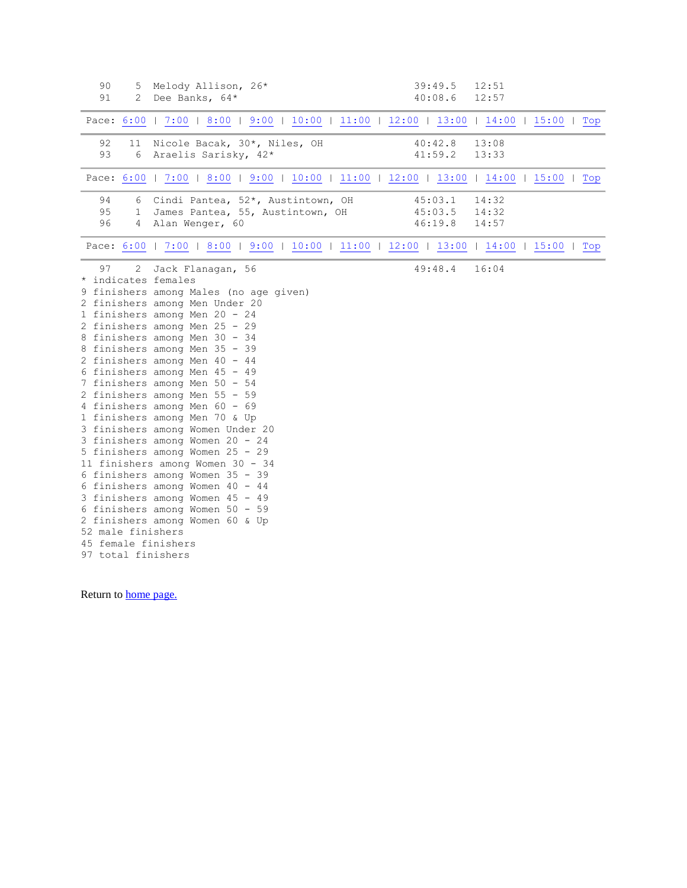```
  90    5  Melody Allison, 26*                           39:49.5   12:51
  91    2  Dee Banks, 64*                                40:08.6   12:57
```

Pace: 6:00 | 7:00 | 8:00 | 9:00 | 10:00 | 11:00 | 12:00 | 13:00 | 14:00 | 15:00 | Top

```
  92   11  Nicole Bacak, 30*, Niles, OH                  40:42.8   13:08
  93    6  Araelis Sarisky, 42*                          41:59.2   13:33
```

Pace: 6:00 | 7:00 | 8:00 | 9:00 | 10:00 | 11:00 | 12:00 | 13:00 | 14:00 | 15:00 | Top

```
  94    6  Cindi Pantea, 52*, Austintown, OH             45:03.1   14:32
  95    1  James Pantea, 55, Austintown, OH              45:03.5   14:32
  96    4  Alan Wenger, 60                               46:19.8   14:57
```

Pace: 6:00 | 7:00 | 8:00 | 9:00 | 10:00 | 11:00 | 12:00 | 13:00 | 14:00 | 15:00 | Top

```
  97    2  Jack Flanagan, 56                             49:48.4   16:04
* indicates females
9 finishers among Males (no age given)
2 finishers among Men Under 20
1 finishers among Men 20 - 24
2 finishers among Men 25 - 29
8 finishers among Men 30 - 34
8 finishers among Men 35 - 39
2 finishers among Men 40 - 44
6 finishers among Men 45 - 49
7 finishers among Men 50 - 54
2 finishers among Men 55 - 59
4 finishers among Men 60 - 69
1 finishers among Men 70 & Up
3 finishers among Women Under 20
3 finishers among Women 20 - 24
5 finishers among Women 25 - 29
11 finishers among Women 30 - 34
6 finishers among Women 35 - 39
6 finishers among Women 40 - 44
3 finishers among Women 45 - 49
6 finishers among Women 50 - 59
2 finishers among Women 60 & Up
52 male finishers
45 female finishers
97 total finishers
```

Return to home page.